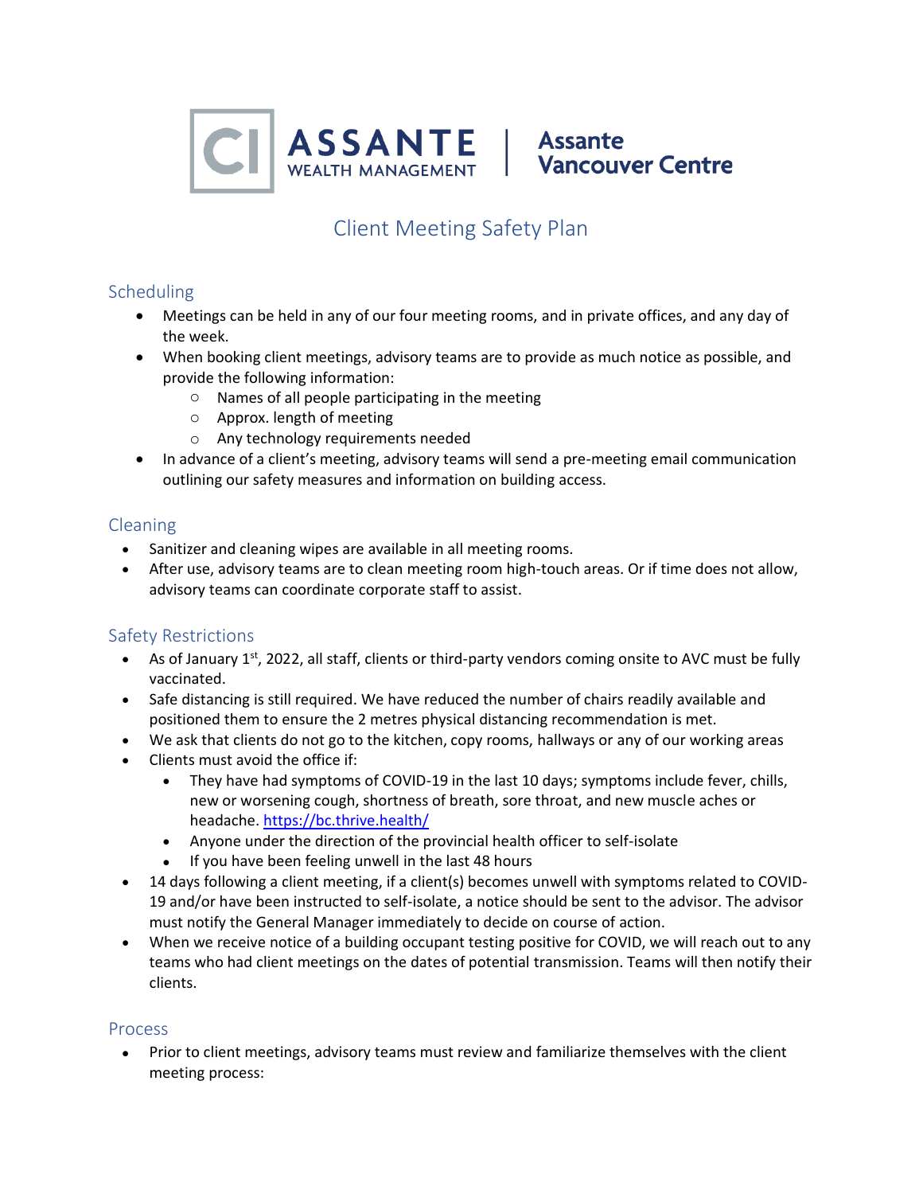CI ASSANTE WEALTH MANAGEMENT | Assante Vancouver Centre

# Client Meeting Safety Plan

## Scheduling

- Meetings can be held in any of our four meeting rooms, and in private offices, and any day of the week.
- When booking client meetings, advisory teams are to provide as much notice as possible, and provide the following information:
  - Names of all people participating in the meeting
  - Approx. length of meeting
  - Any technology requirements needed
- In advance of a client's meeting, advisory teams will send a pre-meeting email communication outlining our safety measures and information on building access.

## Cleaning

- Sanitizer and cleaning wipes are available in all meeting rooms.
- After use, advisory teams are to clean meeting room high-touch areas. Or if time does not allow, advisory teams can coordinate corporate staff to assist.

## Safety Restrictions

- As of January 1st, 2022, all staff, clients or third-party vendors coming onsite to AVC must be fully vaccinated.
- Safe distancing is still required. We have reduced the number of chairs readily available and positioned them to ensure the 2 metres physical distancing recommendation is met.
- We ask that clients do not go to the kitchen, copy rooms, hallways or any of our working areas
- Clients must avoid the office if:
  - They have had symptoms of COVID-19 in the last 10 days; symptoms include fever, chills, new or worsening cough, shortness of breath, sore throat, and new muscle aches or headache. https://bc.thrive.health/
  - Anyone under the direction of the provincial health officer to self-isolate
  - If you have been feeling unwell in the last 48 hours
- 14 days following a client meeting, if a client(s) becomes unwell with symptoms related to COVID-19 and/or have been instructed to self-isolate, a notice should be sent to the advisor. The advisor must notify the General Manager immediately to decide on course of action.
- When we receive notice of a building occupant testing positive for COVID, we will reach out to any teams who had client meetings on the dates of potential transmission. Teams will then notify their clients.

## Process

- Prior to client meetings, advisory teams must review and familiarize themselves with the client meeting process: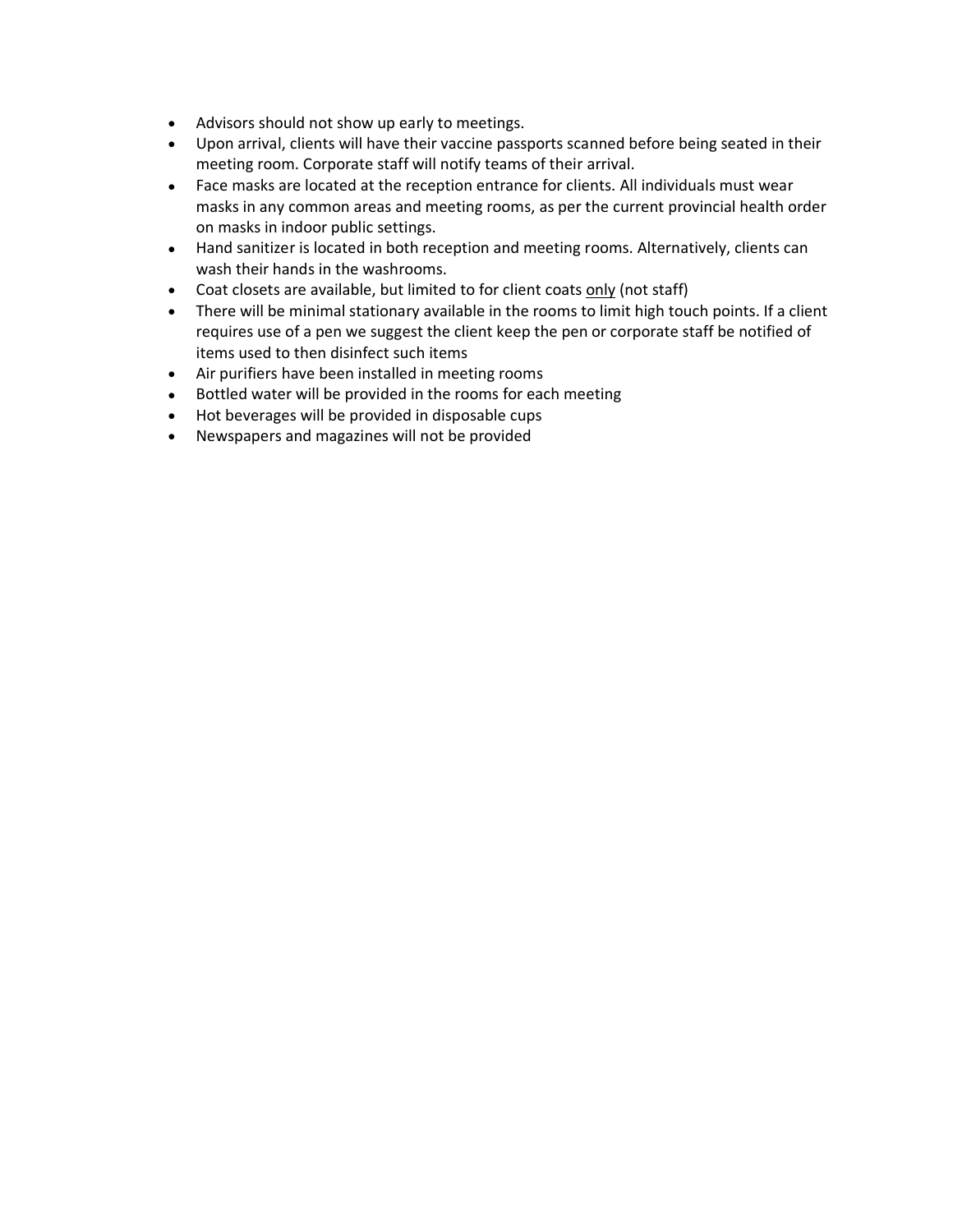- Advisors should not show up early to meetings.
- Upon arrival, clients will have their vaccine passports scanned before being seated in their meeting room. Corporate staff will notify teams of their arrival.
- Face masks are located at the reception entrance for clients. All individuals must wear masks in any common areas and meeting rooms, as per the current provincial health order on masks in indoor public settings.
- Hand sanitizer is located in both reception and meeting rooms. Alternatively, clients can wash their hands in the washrooms.
- Coat closets are available, but limited to for client coats <u>only</u> (not staff)
- There will be minimal stationary available in the rooms to limit high touch points. If a client requires use of a pen we suggest the client keep the pen or corporate staff be notified of items used to then disinfect such items
- Air purifiers have been installed in meeting rooms
- Bottled water will be provided in the rooms for each meeting
- Hot beverages will be provided in disposable cups
- Newspapers and magazines will not be provided